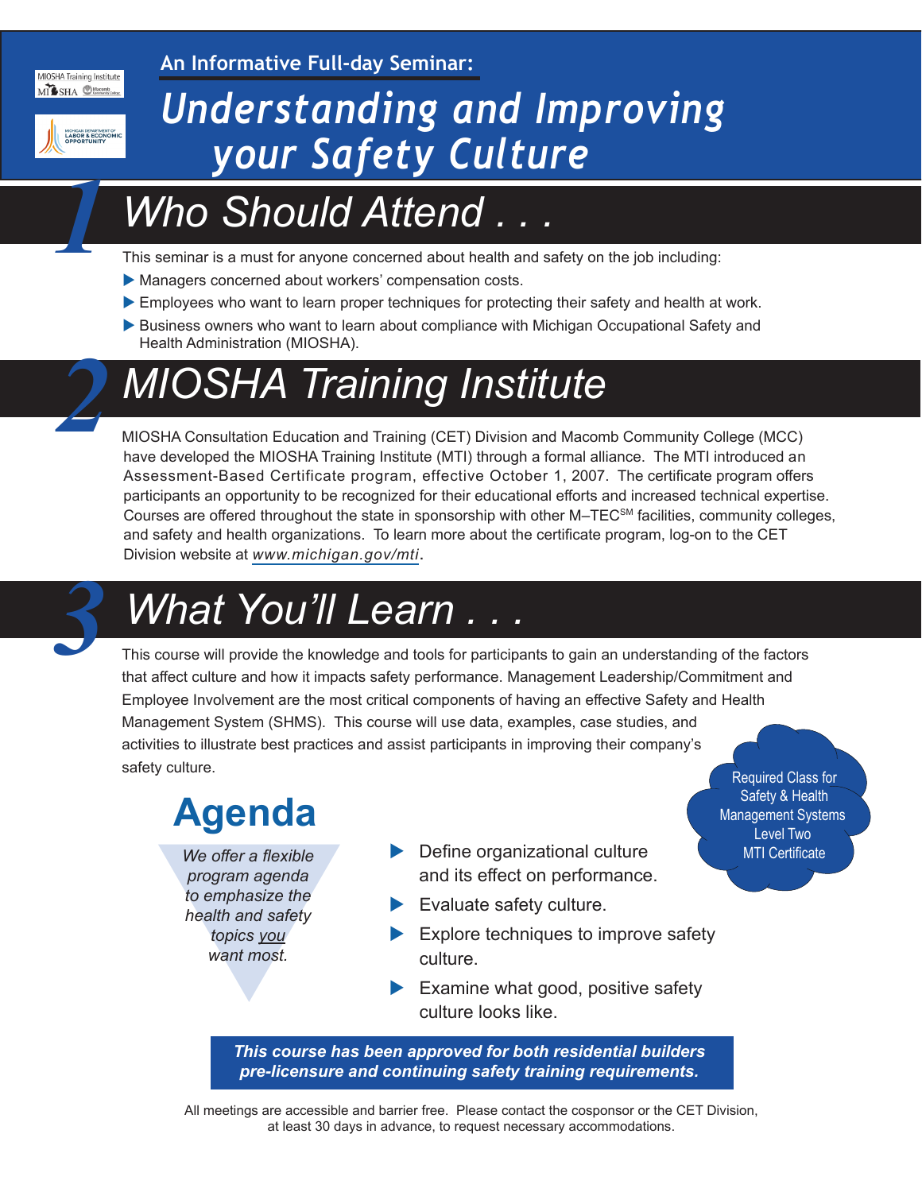An Informative Full-day Seminar:

# Understanding and Improving your Safety Culture

## 1 Who Should Attend . . .

This seminar is a must for anyone concerned about health and safety on the job including:

- Managers concerned about workers' compensation costs.
- Employees who want to learn proper techniques for protecting their safety and health at work.
- Business owners who want to learn about compliance with Michigan Occupational Safety and Health Administration (MIOSHA).

## 2 MIOSHA Training Institute

MIOSHA Consultation Education and Training (CET) Division and Macomb Community College (MCC) have developed the MIOSHA Training Institute (MTI) through a formal alliance. The MTI introduced an Assessment-Based Certificate program, effective October 1, 2007. The certificate program offers participants an opportunity to be recognized for their educational efforts and increased technical expertise. Courses are offered throughout the state in sponsorship with other M–TEC℠ facilities, community colleges, and safety and health organizations. To learn more about the certificate program, log-on to the CET Division website at *www.michigan.gov/mti*.

## 3 What You'll Learn . . .

This course will provide the knowledge and tools for participants to gain an understanding of the factors that affect culture and how it impacts safety performance. Management Leadership/Commitment and Employee Involvement are the most critical components of having an effective Safety and Health Management System (SHMS). This course will use data, examples, case studies, and activities to illustrate best practices and assist participants in improving their company's safety culture.

Required Class for Safety & Health Management Systems Level Two MTI Certificate

## Agenda

*We offer a flexible program agenda to emphasize the health and safety topics you want most.*

- Define organizational culture and its effect on performance.
- Evaluate safety culture.
- Explore techniques to improve safety culture.
- Examine what good, positive safety culture looks like.

***This course has been approved for both residential builders pre-licensure and continuing safety training requirements.***

All meetings are accessible and barrier free. Please contact the cosponsor or the CET Division, at least 30 days in advance, to request necessary accommodations.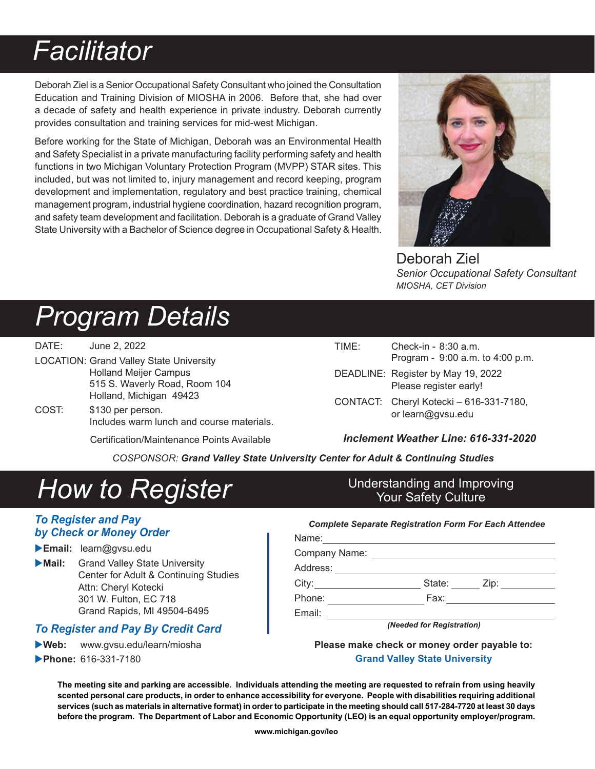# Facilitator

Deborah Ziel is a Senior Occupational Safety Consultant who joined the Consultation Education and Training Division of MIOSHA in 2006. Before that, she had over a decade of safety and health experience in private industry. Deborah currently provides consultation and training services for mid-west Michigan.

Before working for the State of Michigan, Deborah was an Environmental Health and Safety Specialist in a private manufacturing facility performing safety and health functions in two Michigan Voluntary Protection Program (MVPP) STAR sites. This included, but was not limited to, injury management and record keeping, program development and implementation, regulatory and best practice training, chemical management program, industrial hygiene coordination, hazard recognition program, and safety team development and facilitation. Deborah is a graduate of Grand Valley State University with a Bachelor of Science degree in Occupational Safety & Health.

Deborah Ziel
*Senior Occupational Safety Consultant*
*MIOSHA, CET Division*

# Program Details

DATE: June 2, 2022

LOCATION: Grand Valley State University
Holland Meijer Campus
515 S. Waverly Road, Room 104
Holland, Michigan 49423

COST: $130 per person.
Includes warm lunch and course materials.

Certification/Maintenance Points Available

TIME: Check-in - 8:30 a.m.
Program - 9:00 a.m. to 4:00 p.m.

DEADLINE: Register by May 19, 2022
Please register early!

CONTACT: Cheryl Kotecki – 616-331-7180, or learn@gvsu.edu

***Inclement Weather Line: 616-331-2020***

*COSPONSOR:* ***Grand Valley State University Center for Adult & Continuing Studies***

# How to Register

Understanding and Improving Your Safety Culture

### *To Register and Pay by Check or Money Order*

- **Email:** learn@gvsu.edu
- **Mail:** Grand Valley State University
Center for Adult & Continuing Studies
Attn: Cheryl Kotecki
301 W. Fulton, EC 718
Grand Rapids, MI 49504-6495

### *To Register and Pay By Credit Card*

- **Web:** www.gvsu.edu/learn/miosha
- **Phone:** 616-331-7180

***Complete Separate Registration Form For Each Attendee***

Name: ____________________

Company Name: ____________________

Address: ____________________

City: ____________ State: ______ Zip: ________

Phone: ____________ Fax: ____________

Email: ____________________

***(Needed for Registration)***

**Please make check or money order payable to:**
**Grand Valley State University**

**The meeting site and parking are accessible. Individuals attending the meeting are requested to refrain from using heavily scented personal care products, in order to enhance accessibility for everyone. People with disabilities requiring additional services (such as materials in alternative format) in order to participate in the meeting should call 517-284-7720 at least 30 days before the program. The Department of Labor and Economic Opportunity (LEO) is an equal opportunity employer/program.**

**www.michigan.gov/leo**